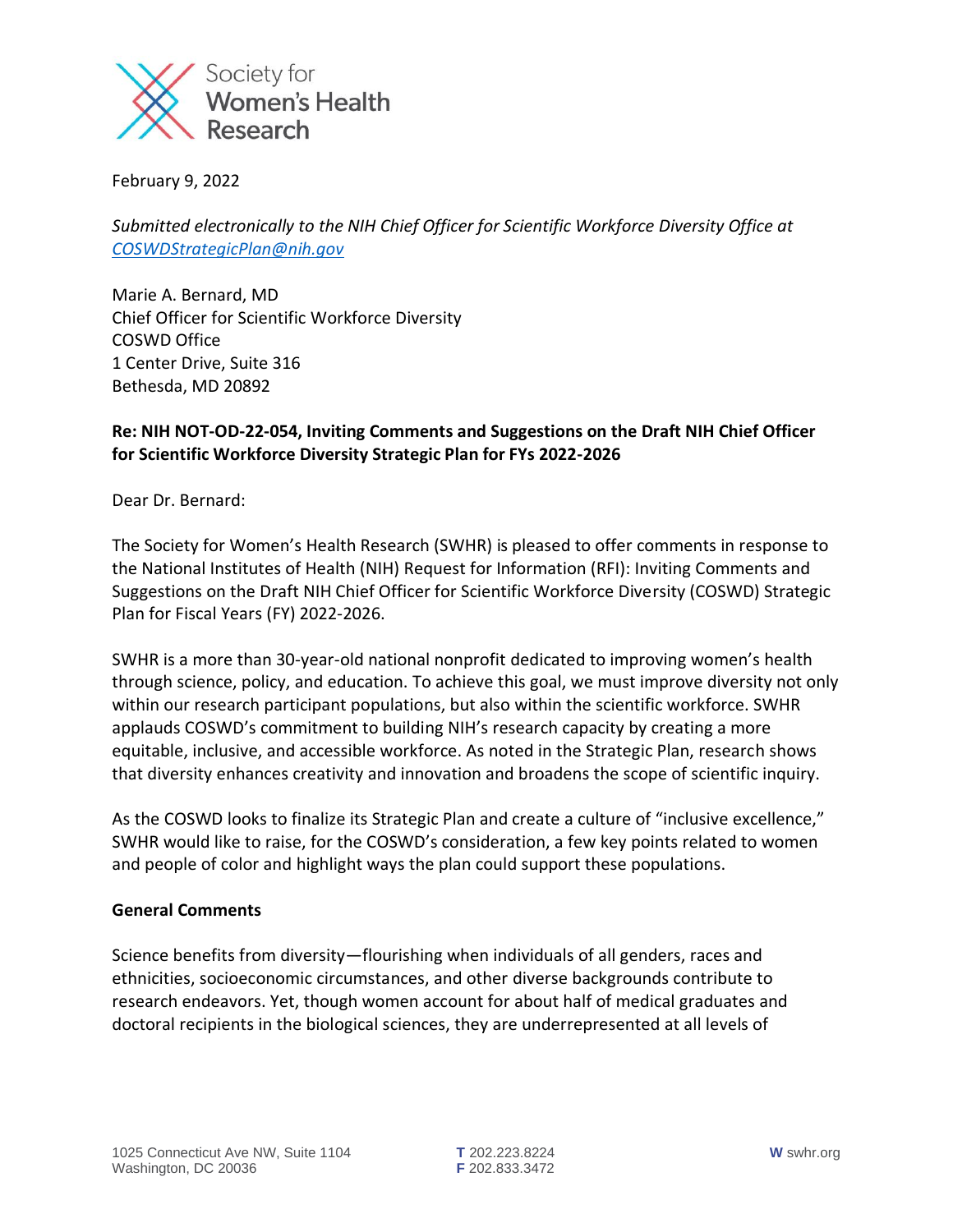Society for Women's Health Research

February 9, 2022

*Submitted electronically to the NIH Chief Officer for Scientific Workforce Diversity Office at [COSWDStrategicPlan@nih.gov](mailto:COSWDStrategicPlan@nih.gov)*

Marie A. Bernard, MD
Chief Officer for Scientific Workforce Diversity
COSWD Office
1 Center Drive, Suite 316
Bethesda, MD 20892

**Re: NIH NOT-OD-22-054, Inviting Comments and Suggestions on the Draft NIH Chief Officer for Scientific Workforce Diversity Strategic Plan for FYs 2022-2026**

Dear Dr. Bernard:

The Society for Women's Health Research (SWHR) is pleased to offer comments in response to the National Institutes of Health (NIH) Request for Information (RFI): Inviting Comments and Suggestions on the Draft NIH Chief Officer for Scientific Workforce Diversity (COSWD) Strategic Plan for Fiscal Years (FY) 2022-2026.

SWHR is a more than 30-year-old national nonprofit dedicated to improving women's health through science, policy, and education. To achieve this goal, we must improve diversity not only within our research participant populations, but also within the scientific workforce. SWHR applauds COSWD's commitment to building NIH's research capacity by creating a more equitable, inclusive, and accessible workforce. As noted in the Strategic Plan, research shows that diversity enhances creativity and innovation and broadens the scope of scientific inquiry.

As the COSWD looks to finalize its Strategic Plan and create a culture of "inclusive excellence," SWHR would like to raise, for the COSWD's consideration, a few key points related to women and people of color and highlight ways the plan could support these populations.

**General Comments**

Science benefits from diversity—flourishing when individuals of all genders, races and ethnicities, socioeconomic circumstances, and other diverse backgrounds contribute to research endeavors. Yet, though women account for about half of medical graduates and doctoral recipients in the biological sciences, they are underrepresented at all levels of

1025 Connecticut Ave NW, Suite 1104
Washington, DC 20036

T 202.223.8224
F 202.833.3472

W swhr.org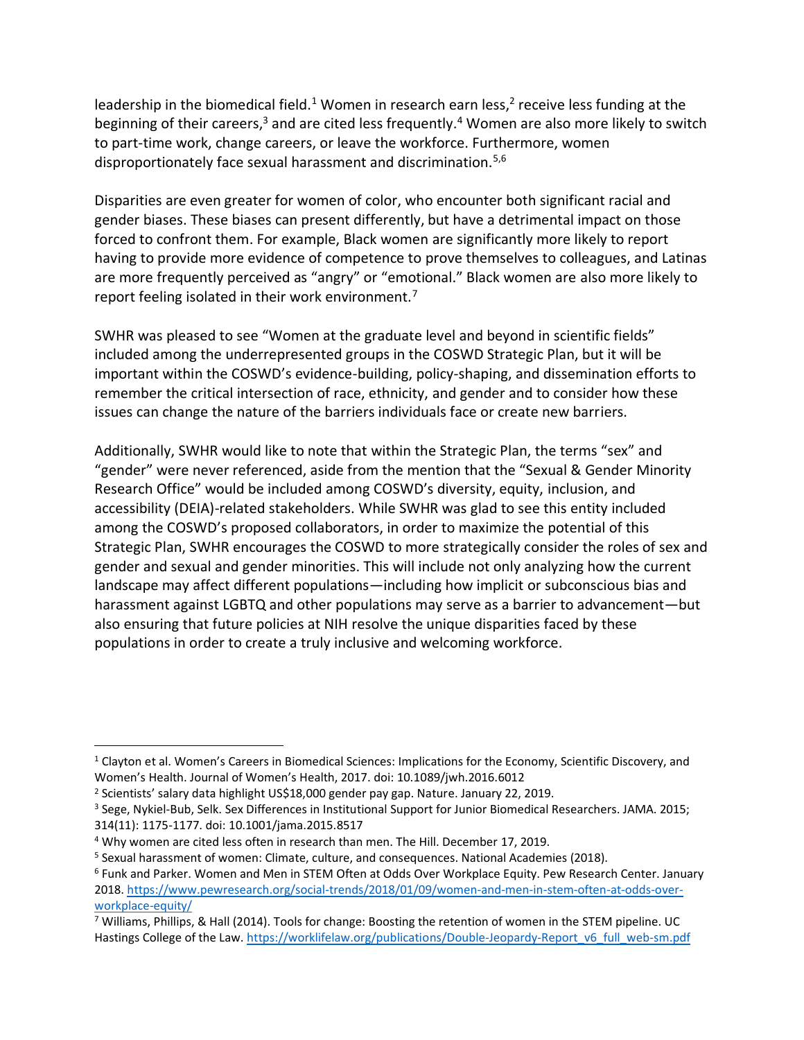leadership in the biomedical field.[1] Women in research earn less,[2] receive less funding at the beginning of their careers,[3] and are cited less frequently.[4] Women are also more likely to switch to part-time work, change careers, or leave the workforce. Furthermore, women disproportionately face sexual harassment and discrimination.[5,6]

Disparities are even greater for women of color, who encounter both significant racial and gender biases. These biases can present differently, but have a detrimental impact on those forced to confront them. For example, Black women are significantly more likely to report having to provide more evidence of competence to prove themselves to colleagues, and Latinas are more frequently perceived as "angry" or "emotional." Black women are also more likely to report feeling isolated in their work environment.[7]

SWHR was pleased to see "Women at the graduate level and beyond in scientific fields" included among the underrepresented groups in the COSWD Strategic Plan, but it will be important within the COSWD's evidence-building, policy-shaping, and dissemination efforts to remember the critical intersection of race, ethnicity, and gender and to consider how these issues can change the nature of the barriers individuals face or create new barriers.

Additionally, SWHR would like to note that within the Strategic Plan, the terms "sex" and "gender" were never referenced, aside from the mention that the "Sexual & Gender Minority Research Office" would be included among COSWD's diversity, equity, inclusion, and accessibility (DEIA)-related stakeholders. While SWHR was glad to see this entity included among the COSWD's proposed collaborators, in order to maximize the potential of this Strategic Plan, SWHR encourages the COSWD to more strategically consider the roles of sex and gender and sexual and gender minorities. This will include not only analyzing how the current landscape may affect different populations—including how implicit or subconscious bias and harassment against LGBTQ and other populations may serve as a barrier to advancement—but also ensuring that future policies at NIH resolve the unique disparities faced by these populations in order to create a truly inclusive and welcoming workforce.

---

[1] Clayton et al. Women's Careers in Biomedical Sciences: Implications for the Economy, Scientific Discovery, and Women's Health. Journal of Women's Health, 2017. doi: 10.1089/jwh.2016.6012

[2] Scientists' salary data highlight US$18,000 gender pay gap. Nature. January 22, 2019.

[3] Sege, Nykiel-Bub, Selk. Sex Differences in Institutional Support for Junior Biomedical Researchers. JAMA. 2015; 314(11): 1175-1177. doi: 10.1001/jama.2015.8517

[4] Why women are cited less often in research than men. The Hill. December 17, 2019.

[5] Sexual harassment of women: Climate, culture, and consequences. National Academies (2018).

[6] Funk and Parker. Women and Men in STEM Often at Odds Over Workplace Equity. Pew Research Center. January 2018. https://www.pewresearch.org/social-trends/2018/01/09/women-and-men-in-stem-often-at-odds-over-workplace-equity/

[7] Williams, Phillips, & Hall (2014). Tools for change: Boosting the retention of women in the STEM pipeline. UC Hastings College of the Law. https://worklifelaw.org/publications/Double-Jeopardy-Report_v6_full_web-sm.pdf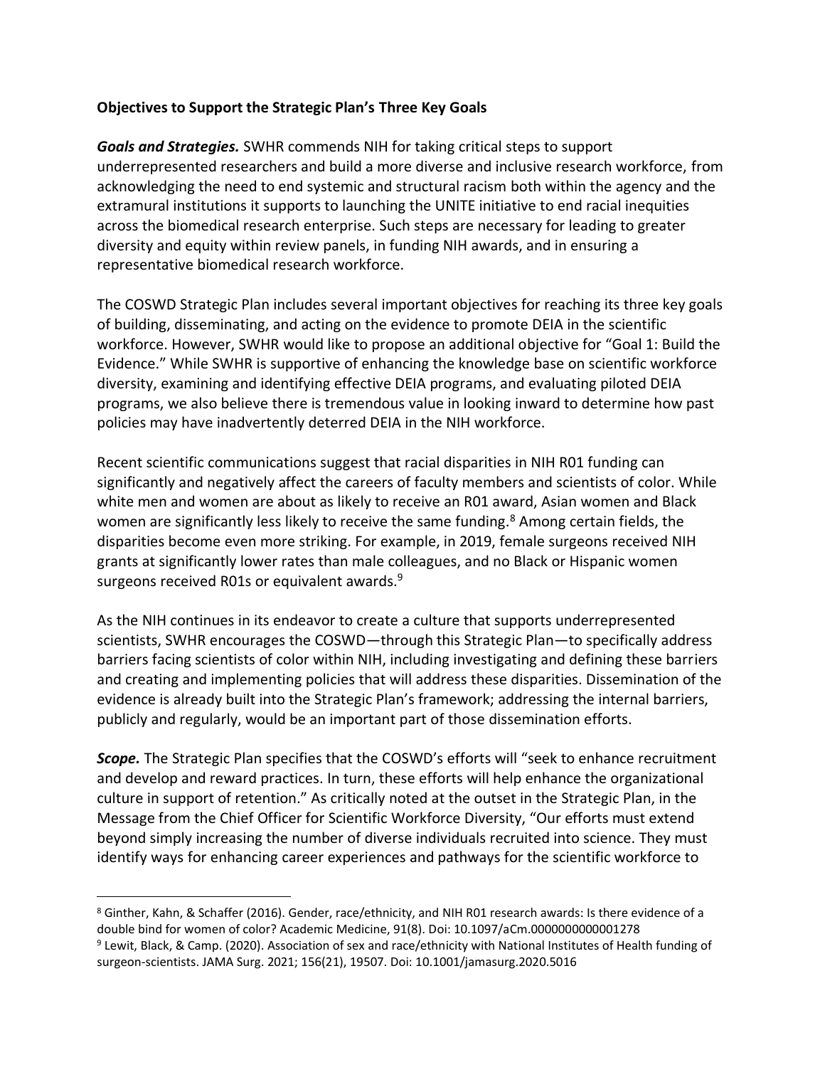**Objectives to Support the Strategic Plan's Three Key Goals**

***Goals and Strategies.*** SWHR commends NIH for taking critical steps to support underrepresented researchers and build a more diverse and inclusive research workforce, from acknowledging the need to end systemic and structural racism both within the agency and the extramural institutions it supports to launching the UNITE initiative to end racial inequities across the biomedical research enterprise. Such steps are necessary for leading to greater diversity and equity within review panels, in funding NIH awards, and in ensuring a representative biomedical research workforce.

The COSWD Strategic Plan includes several important objectives for reaching its three key goals of building, disseminating, and acting on the evidence to promote DEIA in the scientific workforce. However, SWHR would like to propose an additional objective for "Goal 1: Build the Evidence." While SWHR is supportive of enhancing the knowledge base on scientific workforce diversity, examining and identifying effective DEIA programs, and evaluating piloted DEIA programs, we also believe there is tremendous value in looking inward to determine how past policies may have inadvertently deterred DEIA in the NIH workforce.

Recent scientific communications suggest that racial disparities in NIH R01 funding can significantly and negatively affect the careers of faculty members and scientists of color. While white men and women are about as likely to receive an R01 award, Asian women and Black women are significantly less likely to receive the same funding.[8] Among certain fields, the disparities become even more striking. For example, in 2019, female surgeons received NIH grants at significantly lower rates than male colleagues, and no Black or Hispanic women surgeons received R01s or equivalent awards.[9]

As the NIH continues in its endeavor to create a culture that supports underrepresented scientists, SWHR encourages the COSWD—through this Strategic Plan—to specifically address barriers facing scientists of color within NIH, including investigating and defining these barriers and creating and implementing policies that will address these disparities. Dissemination of the evidence is already built into the Strategic Plan's framework; addressing the internal barriers, publicly and regularly, would be an important part of those dissemination efforts.

***Scope.*** The Strategic Plan specifies that the COSWD's efforts will "seek to enhance recruitment and develop and reward practices. In turn, these efforts will help enhance the organizational culture in support of retention." As critically noted at the outset in the Strategic Plan, in the Message from the Chief Officer for Scientific Workforce Diversity, "Our efforts must extend beyond simply increasing the number of diverse individuals recruited into science. They must identify ways for enhancing career experiences and pathways for the scientific workforce to

---

[8] Ginther, Kahn, & Schaffer (2016). Gender, race/ethnicity, and NIH R01 research awards: Is there evidence of a double bind for women of color? Academic Medicine, 91(8). Doi: 10.1097/aCm.0000000000001278

[9] Lewit, Black, & Camp. (2020). Association of sex and race/ethnicity with National Institutes of Health funding of surgeon-scientists. JAMA Surg. 2021; 156(21), 19507. Doi: 10.1001/jamasurg.2020.5016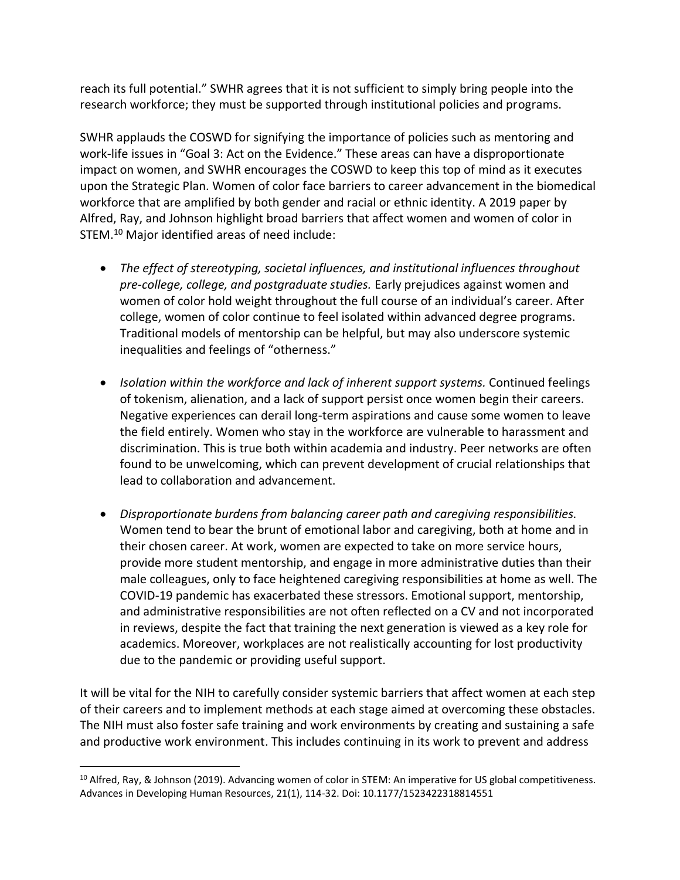reach its full potential." SWHR agrees that it is not sufficient to simply bring people into the research workforce; they must be supported through institutional policies and programs.

SWHR applauds the COSWD for signifying the importance of policies such as mentoring and work-life issues in "Goal 3: Act on the Evidence." These areas can have a disproportionate impact on women, and SWHR encourages the COSWD to keep this top of mind as it executes upon the Strategic Plan. Women of color face barriers to career advancement in the biomedical workforce that are amplified by both gender and racial or ethnic identity. A 2019 paper by Alfred, Ray, and Johnson highlight broad barriers that affect women and women of color in STEM.[10] Major identified areas of need include:

- *The effect of stereotyping, societal influences, and institutional influences throughout pre-college, college, and postgraduate studies.* Early prejudices against women and women of color hold weight throughout the full course of an individual's career. After college, women of color continue to feel isolated within advanced degree programs. Traditional models of mentorship can be helpful, but may also underscore systemic inequalities and feelings of "otherness."

- *Isolation within the workforce and lack of inherent support systems.* Continued feelings of tokenism, alienation, and a lack of support persist once women begin their careers. Negative experiences can derail long-term aspirations and cause some women to leave the field entirely. Women who stay in the workforce are vulnerable to harassment and discrimination. This is true both within academia and industry. Peer networks are often found to be unwelcoming, which can prevent development of crucial relationships that lead to collaboration and advancement.

- *Disproportionate burdens from balancing career path and caregiving responsibilities.* Women tend to bear the brunt of emotional labor and caregiving, both at home and in their chosen career. At work, women are expected to take on more service hours, provide more student mentorship, and engage in more administrative duties than their male colleagues, only to face heightened caregiving responsibilities at home as well. The COVID-19 pandemic has exacerbated these stressors. Emotional support, mentorship, and administrative responsibilities are not often reflected on a CV and not incorporated in reviews, despite the fact that training the next generation is viewed as a key role for academics. Moreover, workplaces are not realistically accounting for lost productivity due to the pandemic or providing useful support.

It will be vital for the NIH to carefully consider systemic barriers that affect women at each step of their careers and to implement methods at each stage aimed at overcoming these obstacles. The NIH must also foster safe training and work environments by creating and sustaining a safe and productive work environment. This includes continuing in its work to prevent and address

---

[10] Alfred, Ray, & Johnson (2019). Advancing women of color in STEM: An imperative for US global competitiveness. Advances in Developing Human Resources, 21(1), 114-32. Doi: 10.1177/1523422318814551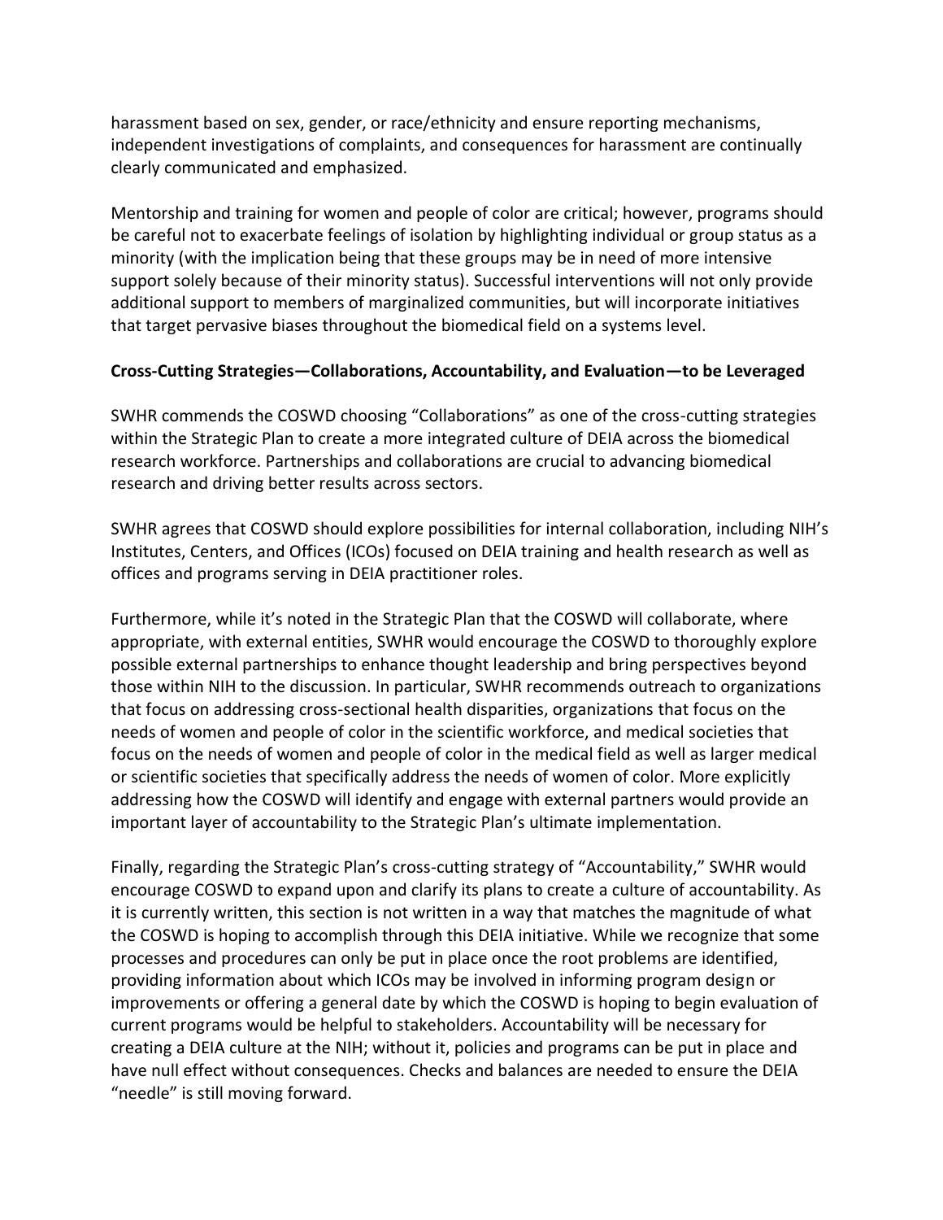harassment based on sex, gender, or race/ethnicity and ensure reporting mechanisms, independent investigations of complaints, and consequences for harassment are continually clearly communicated and emphasized.

Mentorship and training for women and people of color are critical; however, programs should be careful not to exacerbate feelings of isolation by highlighting individual or group status as a minority (with the implication being that these groups may be in need of more intensive support solely because of their minority status). Successful interventions will not only provide additional support to members of marginalized communities, but will incorporate initiatives that target pervasive biases throughout the biomedical field on a systems level.

**Cross-Cutting Strategies—Collaborations, Accountability, and Evaluation—to be Leveraged**

SWHR commends the COSWD choosing "Collaborations" as one of the cross-cutting strategies within the Strategic Plan to create a more integrated culture of DEIA across the biomedical research workforce. Partnerships and collaborations are crucial to advancing biomedical research and driving better results across sectors.

SWHR agrees that COSWD should explore possibilities for internal collaboration, including NIH's Institutes, Centers, and Offices (ICOs) focused on DEIA training and health research as well as offices and programs serving in DEIA practitioner roles.

Furthermore, while it's noted in the Strategic Plan that the COSWD will collaborate, where appropriate, with external entities, SWHR would encourage the COSWD to thoroughly explore possible external partnerships to enhance thought leadership and bring perspectives beyond those within NIH to the discussion. In particular, SWHR recommends outreach to organizations that focus on addressing cross-sectional health disparities, organizations that focus on the needs of women and people of color in the scientific workforce, and medical societies that focus on the needs of women and people of color in the medical field as well as larger medical or scientific societies that specifically address the needs of women of color. More explicitly addressing how the COSWD will identify and engage with external partners would provide an important layer of accountability to the Strategic Plan's ultimate implementation.

Finally, regarding the Strategic Plan's cross-cutting strategy of "Accountability," SWHR would encourage COSWD to expand upon and clarify its plans to create a culture of accountability. As it is currently written, this section is not written in a way that matches the magnitude of what the COSWD is hoping to accomplish through this DEIA initiative. While we recognize that some processes and procedures can only be put in place once the root problems are identified, providing information about which ICOs may be involved in informing program design or improvements or offering a general date by which the COSWD is hoping to begin evaluation of current programs would be helpful to stakeholders. Accountability will be necessary for creating a DEIA culture at the NIH; without it, policies and programs can be put in place and have null effect without consequences. Checks and balances are needed to ensure the DEIA "needle" is still moving forward.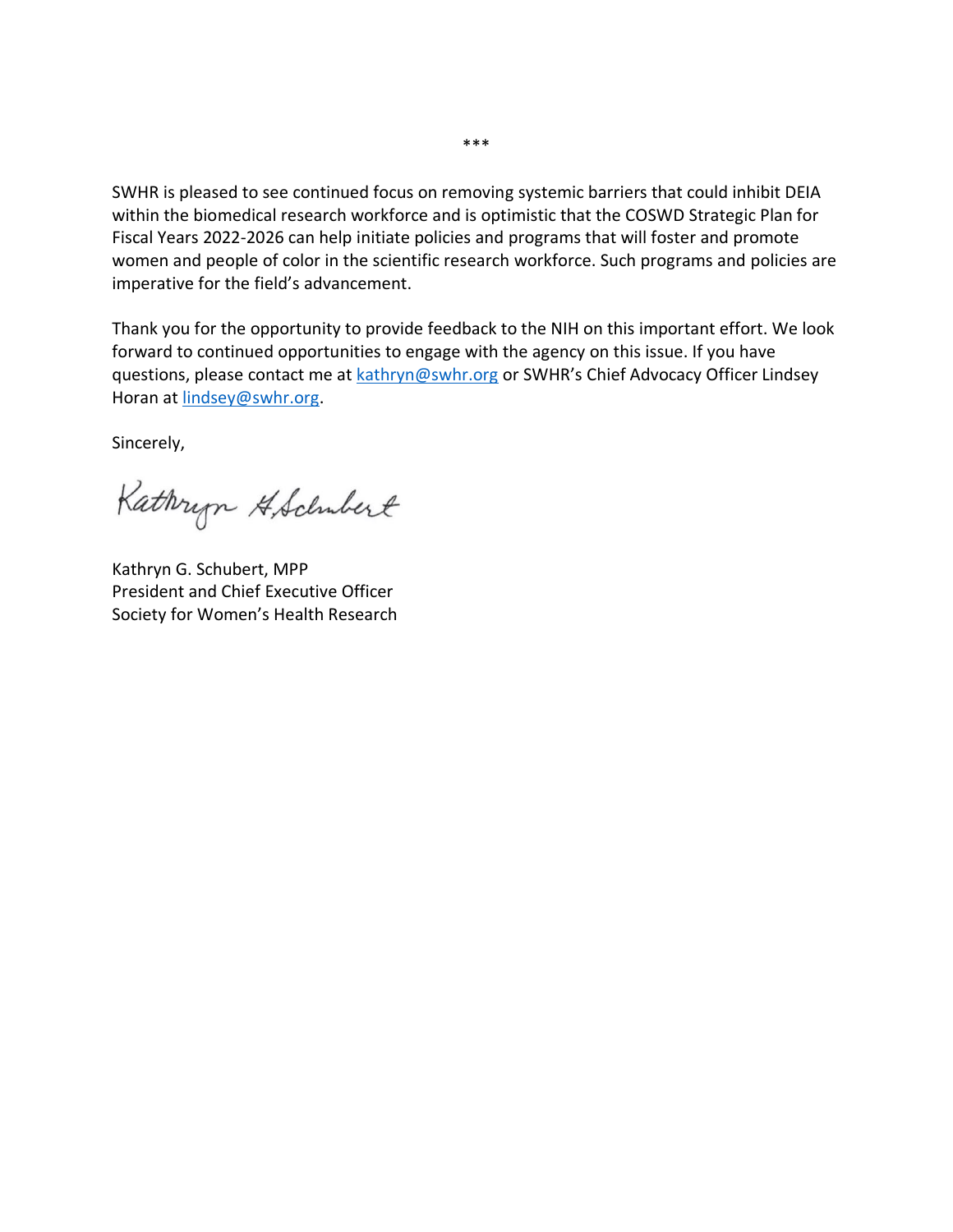***

SWHR is pleased to see continued focus on removing systemic barriers that could inhibit DEIA within the biomedical research workforce and is optimistic that the COSWD Strategic Plan for Fiscal Years 2022-2026 can help initiate policies and programs that will foster and promote women and people of color in the scientific research workforce. Such programs and policies are imperative for the field's advancement.

Thank you for the opportunity to provide feedback to the NIH on this important effort. We look forward to continued opportunities to engage with the agency on this issue. If you have questions, please contact me at kathryn@swhr.org or SWHR's Chief Advocacy Officer Lindsey Horan at lindsey@swhr.org.

Sincerely,

Kathryn G. Schubert

Kathryn G. Schubert, MPP
President and Chief Executive Officer
Society for Women's Health Research